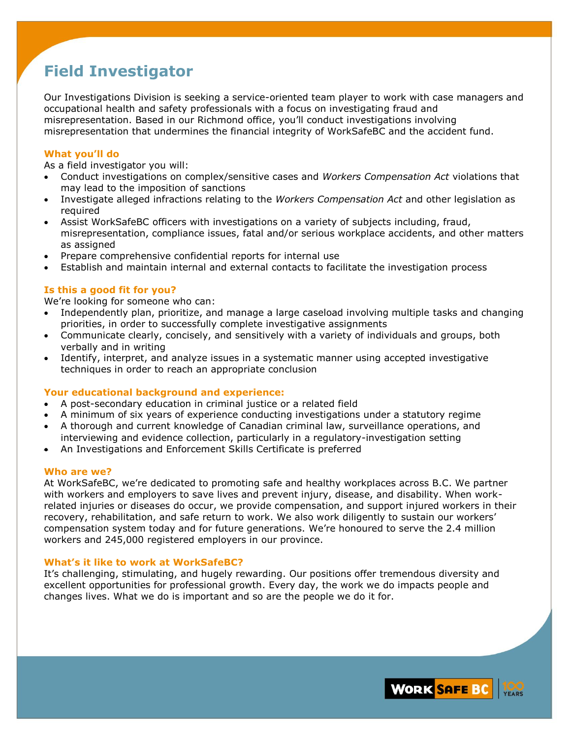# Field Investigator

Our Investigations Division is seeking a service-oriented team player to work with case managers and occupational health and safety professionals with a focus on investigating fraud and misrepresentation. Based in our Richmond office, you'll conduct investigations involving misrepresentation that undermines the financial integrity of WorkSafeBC and the accident fund.

### What you'll do

As a field investigator you will:

- Conduct investigations on complex/sensitive cases and *Workers Compensation Act* violations that may lead to the imposition of sanctions
- Investigate alleged infractions relating to the *Workers Compensation Act* and other legislation as required
- Assist WorkSafeBC officers with investigations on a variety of subjects including, fraud, misrepresentation, compliance issues, fatal and/or serious workplace accidents, and other matters as assigned
- Prepare comprehensive confidential reports for internal use
- Establish and maintain internal and external contacts to facilitate the investigation process

### Is this a good fit for you?

We're looking for someone who can:

- Independently plan, prioritize, and manage a large caseload involving multiple tasks and changing priorities, in order to successfully complete investigative assignments
- Communicate clearly, concisely, and sensitively with a variety of individuals and groups, both verbally and in writing
- Identify, interpret, and analyze issues in a systematic manner using accepted investigative techniques in order to reach an appropriate conclusion

### Your educational background and experience:

- A post-secondary education in criminal justice or a related field
- A minimum of six years of experience conducting investigations under a statutory regime
- A thorough and current knowledge of Canadian criminal law, surveillance operations, and interviewing and evidence collection, particularly in a regulatory-investigation setting
- An Investigations and Enforcement Skills Certificate is preferred

### Who are we?

At WorkSafeBC, we're dedicated to promoting safe and healthy workplaces across B.C. We partner with workers and employers to save lives and prevent injury, disease, and disability. When work-related injuries or diseases do occur, we provide compensation, and support injured workers in their recovery, rehabilitation, and safe return to work. We also work diligently to sustain our workers' compensation system today and for future generations. We're honoured to serve the 2.4 million workers and 245,000 registered employers in our province.

### What's it like to work at WorkSafeBC?

It's challenging, stimulating, and hugely rewarding. Our positions offer tremendous diversity and excellent opportunities for professional growth. Every day, the work we do impacts people and changes lives. What we do is important and so are the people we do it for.

WORK SAFE BC | 100 YEARS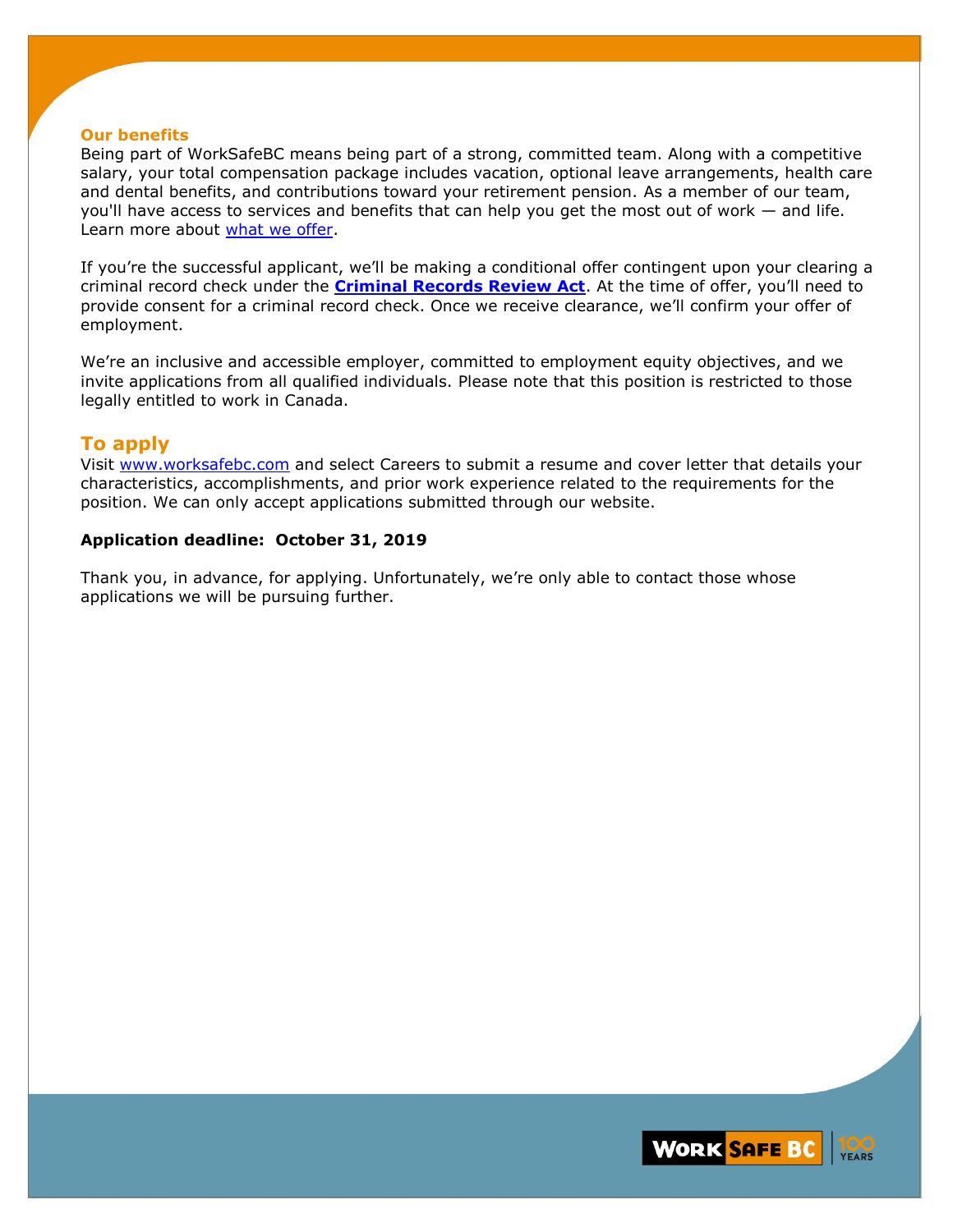## Our benefits

Being part of WorkSafeBC means being part of a strong, committed team. Along with a competitive salary, your total compensation package includes vacation, optional leave arrangements, health care and dental benefits, and contributions toward your retirement pension. As a member of our team, you'll have access to services and benefits that can help you get the most out of work — and life. Learn more about [what we offer](#).

If you're the successful applicant, we'll be making a conditional offer contingent upon your clearing a criminal record check under the **[Criminal Records Review Act](#)**. At the time of offer, you'll need to provide consent for a criminal record check. Once we receive clearance, we'll confirm your offer of employment.

We're an inclusive and accessible employer, committed to employment equity objectives, and we invite applications from all qualified individuals. Please note that this position is restricted to those legally entitled to work in Canada.

## To apply

Visit [www.worksafebc.com](http://www.worksafebc.com) and select Careers to submit a resume and cover letter that details your characteristics, accomplishments, and prior work experience related to the requirements for the position. We can only accept applications submitted through our website.

**Application deadline: October 31, 2019**

Thank you, in advance, for applying. Unfortunately, we're only able to contact those whose applications we will be pursuing further.

WORK SAFE BC | 100 YEARS